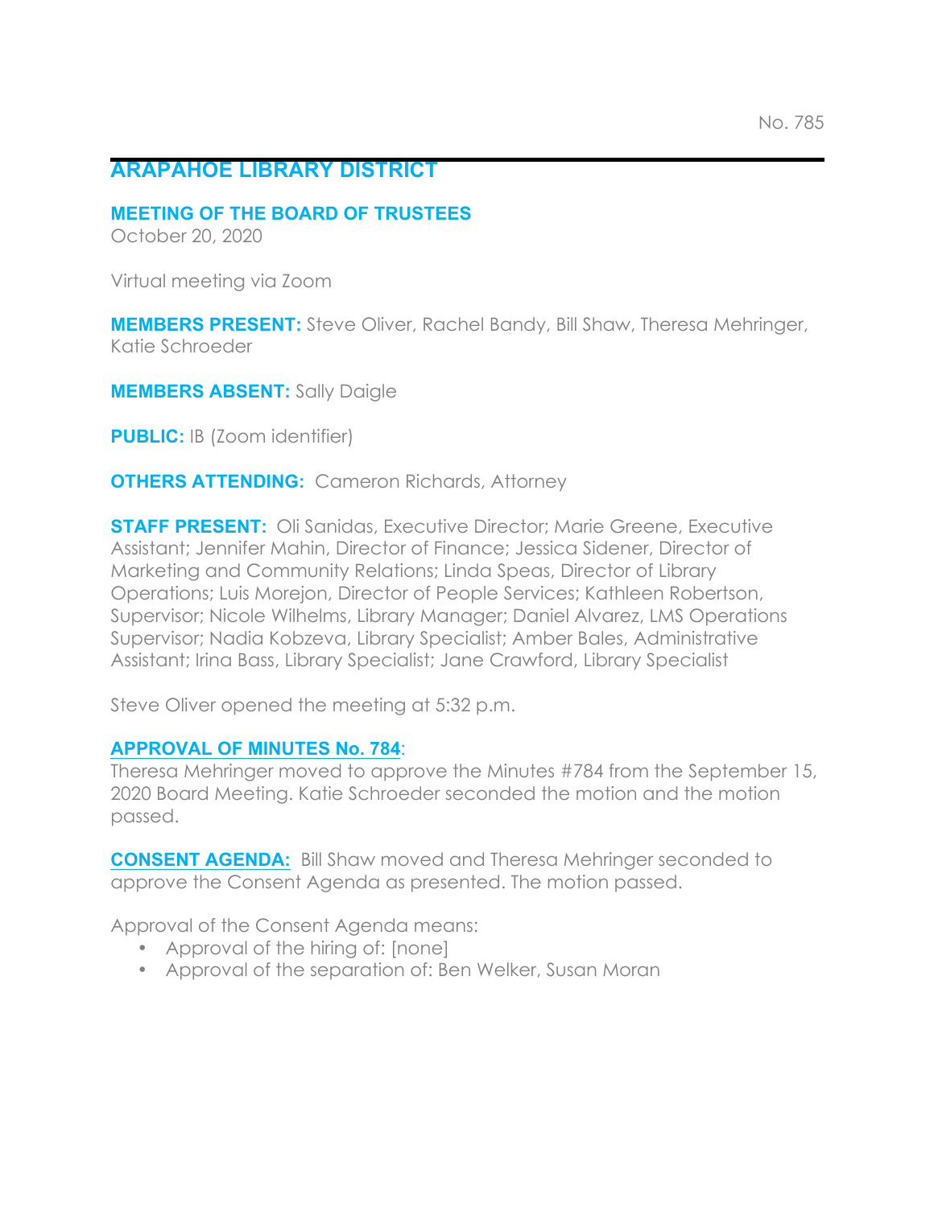No. 785

# ARAPAHOE LIBRARY DISTRICT

## MEETING OF THE BOARD OF TRUSTEES

October 20, 2020

Virtual meeting via Zoom

**MEMBERS PRESENT:** Steve Oliver, Rachel Bandy, Bill Shaw, Theresa Mehringer, Katie Schroeder

**MEMBERS ABSENT:** Sally Daigle

**PUBLIC:** IB (Zoom identifier)

**OTHERS ATTENDING:** Cameron Richards, Attorney

**STAFF PRESENT:** Oli Sanidas, Executive Director; Marie Greene, Executive Assistant; Jennifer Mahin, Director of Finance; Jessica Sidener, Director of Marketing and Community Relations; Linda Speas, Director of Library Operations; Luis Morejon, Director of People Services; Kathleen Robertson, Supervisor; Nicole Wilhelms, Library Manager; Daniel Alvarez, LMS Operations Supervisor; Nadia Kobzeva, Library Specialist; Amber Bales, Administrative Assistant; Irina Bass, Library Specialist; Jane Crawford, Library Specialist

Steve Oliver opened the meeting at 5:32 p.m.

**APPROVAL OF MINUTES No. 784**:
Theresa Mehringer moved to approve the Minutes #784 from the September 15, 2020 Board Meeting. Katie Schroeder seconded the motion and the motion passed.

**CONSENT AGENDA:** Bill Shaw moved and Theresa Mehringer seconded to approve the Consent Agenda as presented. The motion passed.

Approval of the Consent Agenda means:

- Approval of the hiring of: [none]
- Approval of the separation of: Ben Welker, Susan Moran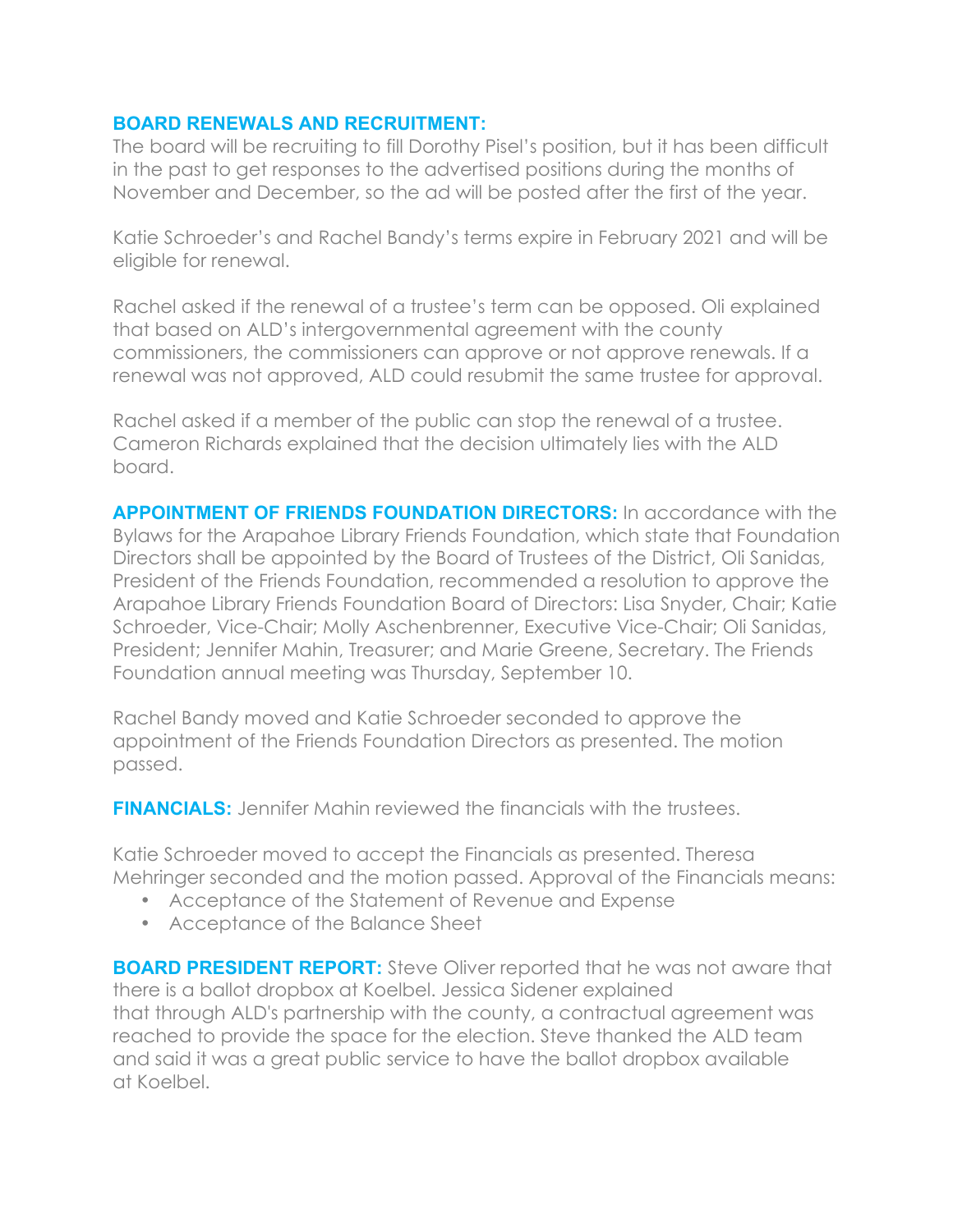**BOARD RENEWALS AND RECRUITMENT:**
The board will be recruiting to fill Dorothy Pisel's position, but it has been difficult in the past to get responses to the advertised positions during the months of November and December, so the ad will be posted after the first of the year.

Katie Schroeder's and Rachel Bandy's terms expire in February 2021 and will be eligible for renewal.

Rachel asked if the renewal of a trustee's term can be opposed. Oli explained that based on ALD's intergovernmental agreement with the county commissioners, the commissioners can approve or not approve renewals. If a renewal was not approved, ALD could resubmit the same trustee for approval.

Rachel asked if a member of the public can stop the renewal of a trustee. Cameron Richards explained that the decision ultimately lies with the ALD board.

**APPOINTMENT OF FRIENDS FOUNDATION DIRECTORS:** In accordance with the Bylaws for the Arapahoe Library Friends Foundation, which state that Foundation Directors shall be appointed by the Board of Trustees of the District, Oli Sanidas, President of the Friends Foundation, recommended a resolution to approve the Arapahoe Library Friends Foundation Board of Directors: Lisa Snyder, Chair; Katie Schroeder, Vice-Chair; Molly Aschenbrenner, Executive Vice-Chair; Oli Sanidas, President; Jennifer Mahin, Treasurer; and Marie Greene, Secretary. The Friends Foundation annual meeting was Thursday, September 10.

Rachel Bandy moved and Katie Schroeder seconded to approve the appointment of the Friends Foundation Directors as presented. The motion passed.

**FINANCIALS:** Jennifer Mahin reviewed the financials with the trustees.

Katie Schroeder moved to accept the Financials as presented. Theresa Mehringer seconded and the motion passed. Approval of the Financials means:

- Acceptance of the Statement of Revenue and Expense
- Acceptance of the Balance Sheet

**BOARD PRESIDENT REPORT:** Steve Oliver reported that he was not aware that there is a ballot dropbox at Koelbel. Jessica Sidener explained that through ALD's partnership with the county, a contractual agreement was reached to provide the space for the election. Steve thanked the ALD team and said it was a great public service to have the ballot dropbox available at Koelbel.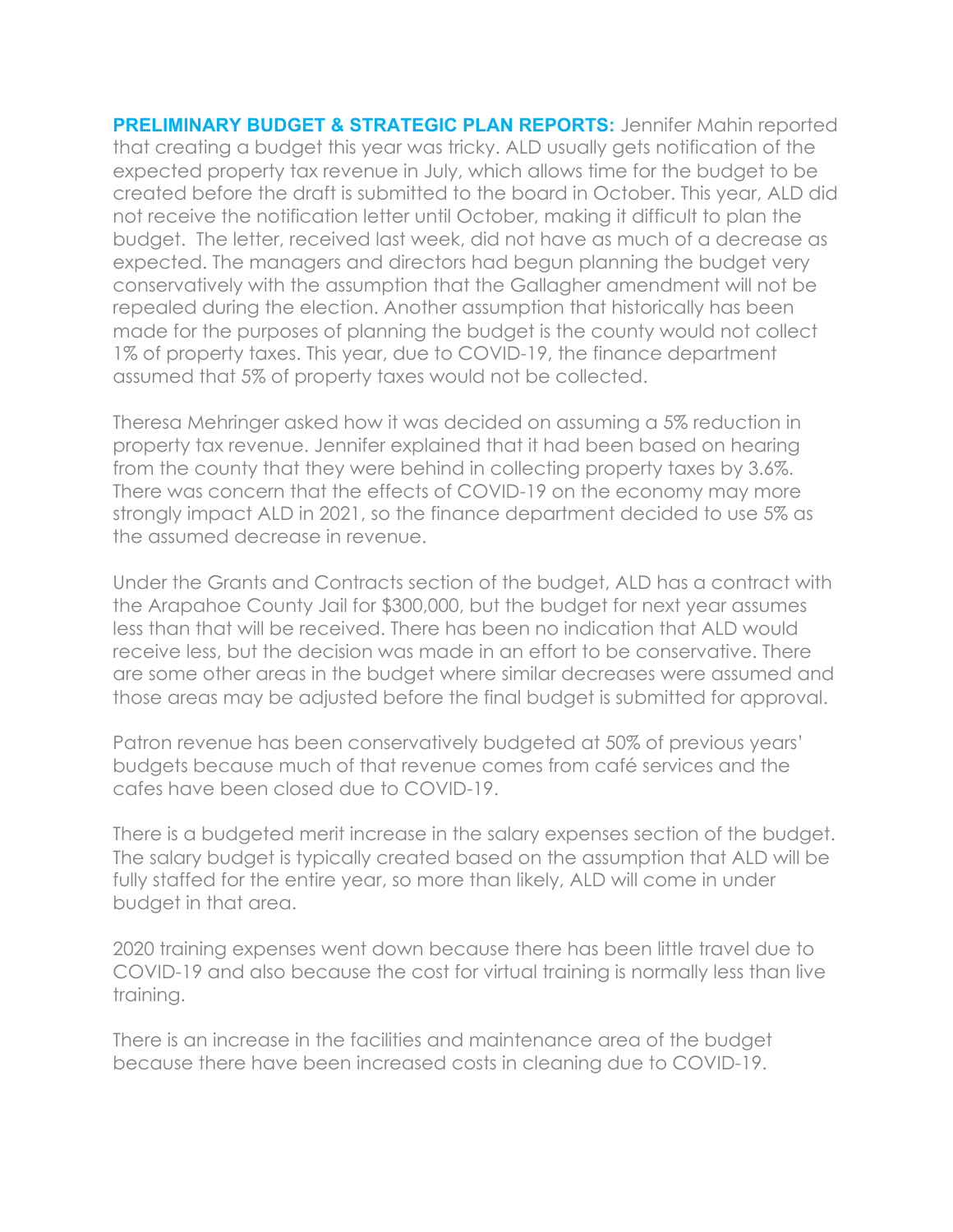**PRELIMINARY BUDGET & STRATEGIC PLAN REPORTS:** Jennifer Mahin reported that creating a budget this year was tricky. ALD usually gets notification of the expected property tax revenue in July, which allows time for the budget to be created before the draft is submitted to the board in October. This year, ALD did not receive the notification letter until October, making it difficult to plan the budget. The letter, received last week, did not have as much of a decrease as expected. The managers and directors had begun planning the budget very conservatively with the assumption that the Gallagher amendment will not be repealed during the election. Another assumption that historically has been made for the purposes of planning the budget is the county would not collect 1% of property taxes. This year, due to COVID-19, the finance department assumed that 5% of property taxes would not be collected.

Theresa Mehringer asked how it was decided on assuming a 5% reduction in property tax revenue. Jennifer explained that it had been based on hearing from the county that they were behind in collecting property taxes by 3.6%. There was concern that the effects of COVID-19 on the economy may more strongly impact ALD in 2021, so the finance department decided to use 5% as the assumed decrease in revenue.

Under the Grants and Contracts section of the budget, ALD has a contract with the Arapahoe County Jail for $300,000, but the budget for next year assumes less than that will be received. There has been no indication that ALD would receive less, but the decision was made in an effort to be conservative. There are some other areas in the budget where similar decreases were assumed and those areas may be adjusted before the final budget is submitted for approval.

Patron revenue has been conservatively budgeted at 50% of previous years' budgets because much of that revenue comes from café services and the cafes have been closed due to COVID-19.

There is a budgeted merit increase in the salary expenses section of the budget. The salary budget is typically created based on the assumption that ALD will be fully staffed for the entire year, so more than likely, ALD will come in under budget in that area.

2020 training expenses went down because there has been little travel due to COVID-19 and also because the cost for virtual training is normally less than live training.

There is an increase in the facilities and maintenance area of the budget because there have been increased costs in cleaning due to COVID-19.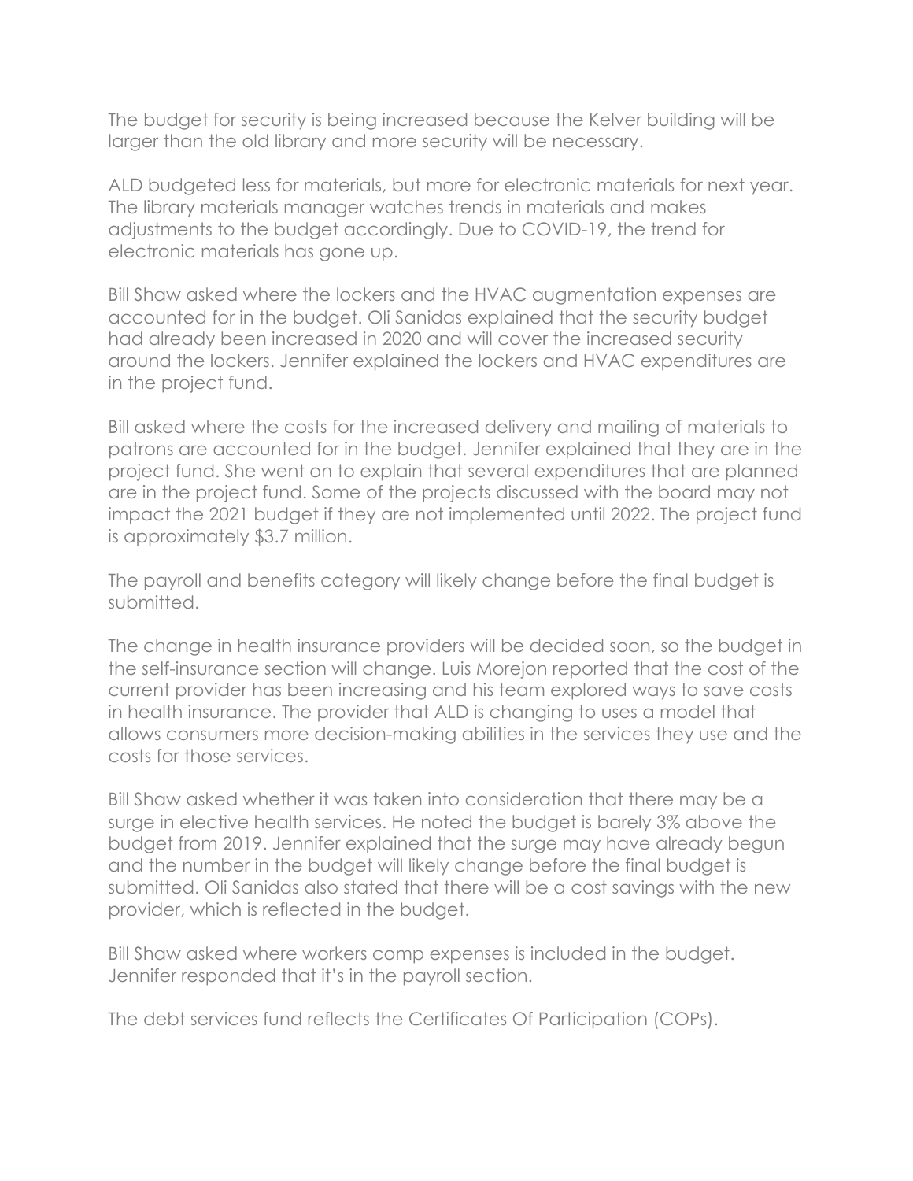The budget for security is being increased because the Kelver building will be larger than the old library and more security will be necessary.

ALD budgeted less for materials, but more for electronic materials for next year. The library materials manager watches trends in materials and makes adjustments to the budget accordingly. Due to COVID-19, the trend for electronic materials has gone up.

Bill Shaw asked where the lockers and the HVAC augmentation expenses are accounted for in the budget. Oli Sanidas explained that the security budget had already been increased in 2020 and will cover the increased security around the lockers. Jennifer explained the lockers and HVAC expenditures are in the project fund.

Bill asked where the costs for the increased delivery and mailing of materials to patrons are accounted for in the budget. Jennifer explained that they are in the project fund. She went on to explain that several expenditures that are planned are in the project fund. Some of the projects discussed with the board may not impact the 2021 budget if they are not implemented until 2022. The project fund is approximately $3.7 million.

The payroll and benefits category will likely change before the final budget is submitted.

The change in health insurance providers will be decided soon, so the budget in the self-insurance section will change. Luis Morejon reported that the cost of the current provider has been increasing and his team explored ways to save costs in health insurance. The provider that ALD is changing to uses a model that allows consumers more decision-making abilities in the services they use and the costs for those services.

Bill Shaw asked whether it was taken into consideration that there may be a surge in elective health services. He noted the budget is barely 3% above the budget from 2019. Jennifer explained that the surge may have already begun and the number in the budget will likely change before the final budget is submitted. Oli Sanidas also stated that there will be a cost savings with the new provider, which is reflected in the budget.

Bill Shaw asked where workers comp expenses is included in the budget. Jennifer responded that it's in the payroll section.

The debt services fund reflects the Certificates Of Participation (COPs).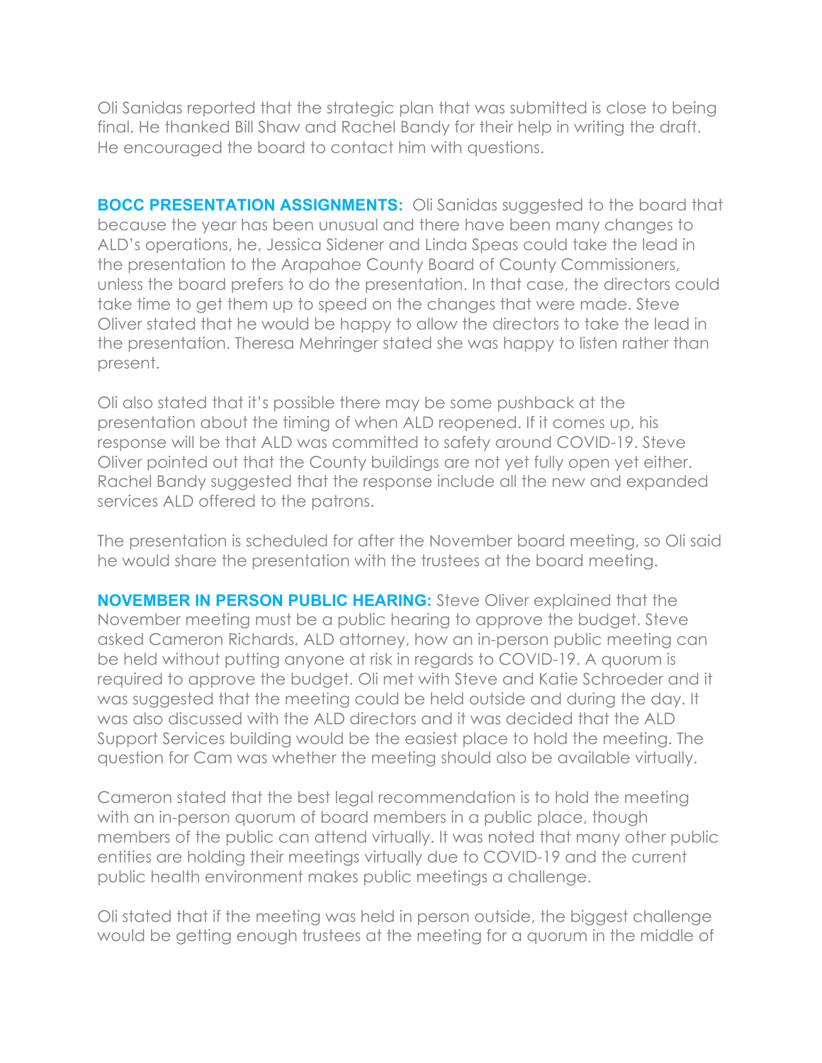Oli Sanidas reported that the strategic plan that was submitted is close to being final. He thanked Bill Shaw and Rachel Bandy for their help in writing the draft. He encouraged the board to contact him with questions.

**BOCC PRESENTATION ASSIGNMENTS:** Oli Sanidas suggested to the board that because the year has been unusual and there have been many changes to ALD's operations, he, Jessica Sidener and Linda Speas could take the lead in the presentation to the Arapahoe County Board of County Commissioners, unless the board prefers to do the presentation. In that case, the directors could take time to get them up to speed on the changes that were made. Steve Oliver stated that he would be happy to allow the directors to take the lead in the presentation. Theresa Mehringer stated she was happy to listen rather than present.

Oli also stated that it's possible there may be some pushback at the presentation about the timing of when ALD reopened. If it comes up, his response will be that ALD was committed to safety around COVID-19. Steve Oliver pointed out that the County buildings are not yet fully open yet either. Rachel Bandy suggested that the response include all the new and expanded services ALD offered to the patrons.

The presentation is scheduled for after the November board meeting, so Oli said he would share the presentation with the trustees at the board meeting.

**NOVEMBER IN PERSON PUBLIC HEARING:** Steve Oliver explained that the November meeting must be a public hearing to approve the budget. Steve asked Cameron Richards, ALD attorney, how an in-person public meeting can be held without putting anyone at risk in regards to COVID-19. A quorum is required to approve the budget. Oli met with Steve and Katie Schroeder and it was suggested that the meeting could be held outside and during the day. It was also discussed with the ALD directors and it was decided that the ALD Support Services building would be the easiest place to hold the meeting. The question for Cam was whether the meeting should also be available virtually.

Cameron stated that the best legal recommendation is to hold the meeting with an in-person quorum of board members in a public place, though members of the public can attend virtually. It was noted that many other public entities are holding their meetings virtually due to COVID-19 and the current public health environment makes public meetings a challenge.

Oli stated that if the meeting was held in person outside, the biggest challenge would be getting enough trustees at the meeting for a quorum in the middle of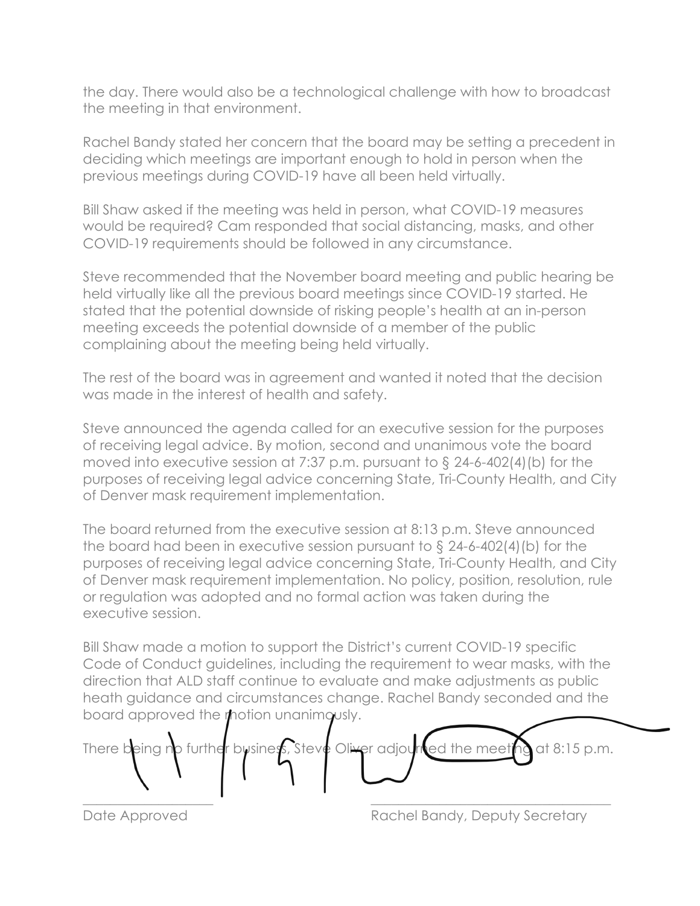the day. There would also be a technological challenge with how to broadcast the meeting in that environment.

Rachel Bandy stated her concern that the board may be setting a precedent in deciding which meetings are important enough to hold in person when the previous meetings during COVID-19 have all been held virtually.

Bill Shaw asked if the meeting was held in person, what COVID-19 measures would be required? Cam responded that social distancing, masks, and other COVID-19 requirements should be followed in any circumstance.

Steve recommended that the November board meeting and public hearing be held virtually like all the previous board meetings since COVID-19 started. He stated that the potential downside of risking people's health at an in-person meeting exceeds the potential downside of a member of the public complaining about the meeting being held virtually.

The rest of the board was in agreement and wanted it noted that the decision was made in the interest of health and safety.

Steve announced the agenda called for an executive session for the purposes of receiving legal advice. By motion, second and unanimous vote the board moved into executive session at 7:37 p.m. pursuant to § 24-6-402(4)(b) for the purposes of receiving legal advice concerning State, Tri-County Health, and City of Denver mask requirement implementation.

The board returned from the executive session at 8:13 p.m. Steve announced the board had been in executive session pursuant to § 24-6-402(4)(b) for the purposes of receiving legal advice concerning State, Tri-County Health, and City of Denver mask requirement implementation. No policy, position, resolution, rule or regulation was adopted and no formal action was taken during the executive session.

Bill Shaw made a motion to support the District's current COVID-19 specific Code of Conduct guidelines, including the requirement to wear masks, with the direction that ALD staff continue to evaluate and make adjustments as public heath guidance and circumstances change. Rachel Bandy seconded and the board approved the motion unanimously.

There being no further business, Steve Oliver adjourned the meeting at 8:15 p.m.

11/19/20

Date Approved

Rachel Bandy, Deputy Secretary